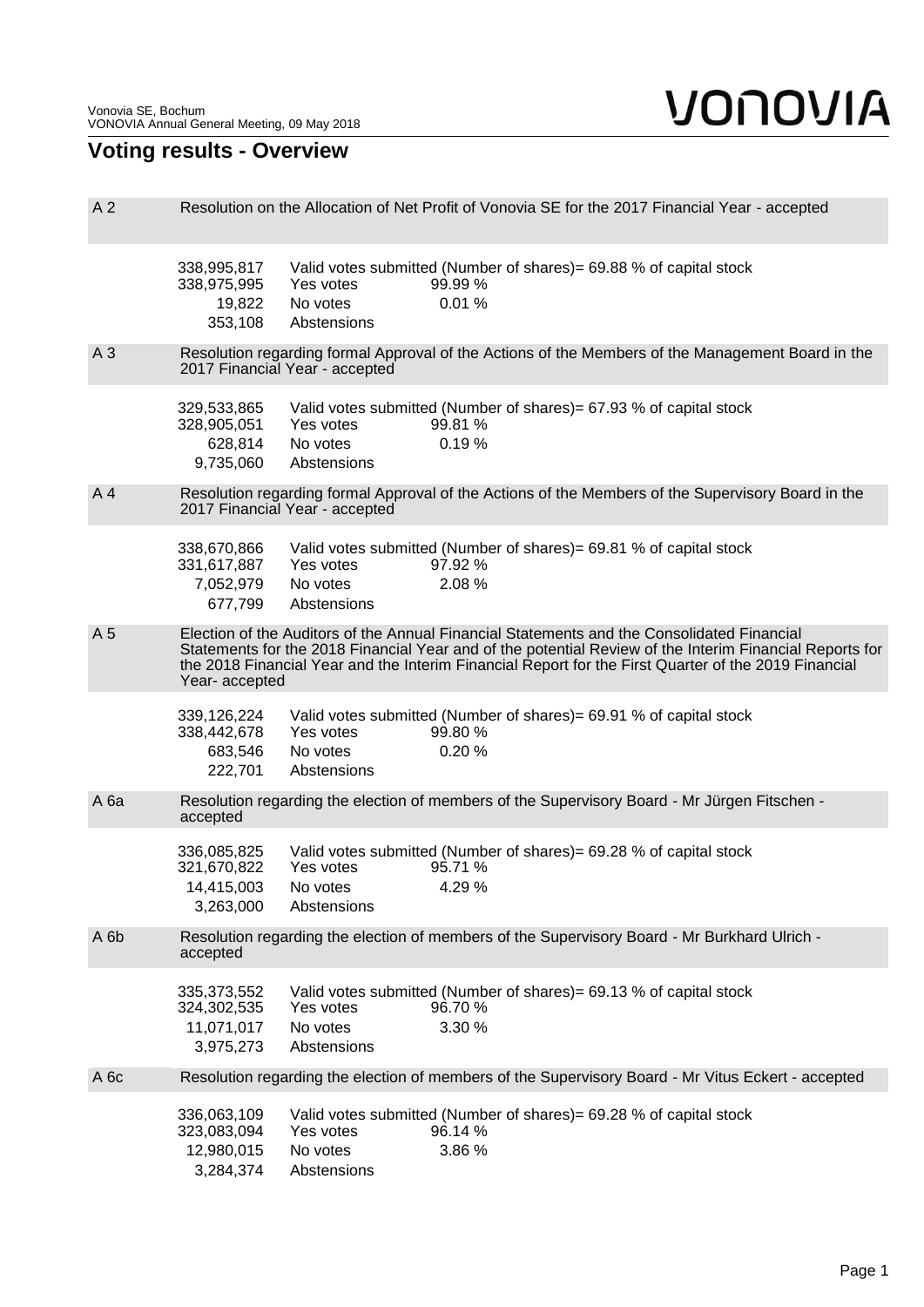Vonovia SE, Bochum
VONOVIA Annual General Meeting, 09 May 2018

# Voting results - Overview

**A 2** Resolution on the Allocation of Net Profit of Vonovia SE for the 2017 Financial Year - accepted

| | | |
|---|---|---|
| 338,995,817 | Valid votes submitted (Number of shares)= 69.88 % of capital stock | |
| 338,975,995 | Yes votes | 99.99 % |
| 19,822 | No votes | 0.01 % |
| 353,108 | Abstensions | |

**A 3** Resolution regarding formal Approval of the Actions of the Members of the Management Board in the 2017 Financial Year - accepted

| | | |
|---|---|---|
| 329,533,865 | Valid votes submitted (Number of shares)= 67.93 % of capital stock | |
| 328,905,051 | Yes votes | 99.81 % |
| 628,814 | No votes | 0.19 % |
| 9,735,060 | Abstensions | |

**A 4** Resolution regarding formal Approval of the Actions of the Members of the Supervisory Board in the 2017 Financial Year - accepted

| | | |
|---|---|---|
| 338,670,866 | Valid votes submitted (Number of shares)= 69.81 % of capital stock | |
| 331,617,887 | Yes votes | 97.92 % |
| 7,052,979 | No votes | 2.08 % |
| 677,799 | Abstensions | |

**A 5** Election of the Auditors of the Annual Financial Statements and the Consolidated Financial Statements for the 2018 Financial Year and of the potential Review of the Interim Financial Reports for the 2018 Financial Year and the Interim Financial Report for the First Quarter of the 2019 Financial Year- accepted

| | | |
|---|---|---|
| 339,126,224 | Valid votes submitted (Number of shares)= 69.91 % of capital stock | |
| 338,442,678 | Yes votes | 99.80 % |
| 683,546 | No votes | 0.20 % |
| 222,701 | Abstensions | |

**A 6a** Resolution regarding the election of members of the Supervisory Board - Mr Jürgen Fitschen - accepted

| | | |
|---|---|---|
| 336,085,825 | Valid votes submitted (Number of shares)= 69.28 % of capital stock | |
| 321,670,822 | Yes votes | 95.71 % |
| 14,415,003 | No votes | 4.29 % |
| 3,263,000 | Abstensions | |

**A 6b** Resolution regarding the election of members of the Supervisory Board - Mr Burkhard Ulrich - accepted

| | | |
|---|---|---|
| 335,373,552 | Valid votes submitted (Number of shares)= 69.13 % of capital stock | |
| 324,302,535 | Yes votes | 96.70 % |
| 11,071,017 | No votes | 3.30 % |
| 3,975,273 | Abstensions | |

**A 6c** Resolution regarding the election of members of the Supervisory Board - Mr Vitus Eckert - accepted

| | | |
|---|---|---|
| 336,063,109 | Valid votes submitted (Number of shares)= 69.28 % of capital stock | |
| 323,083,094 | Yes votes | 96.14 % |
| 12,980,015 | No votes | 3.86 % |
| 3,284,374 | Abstensions | |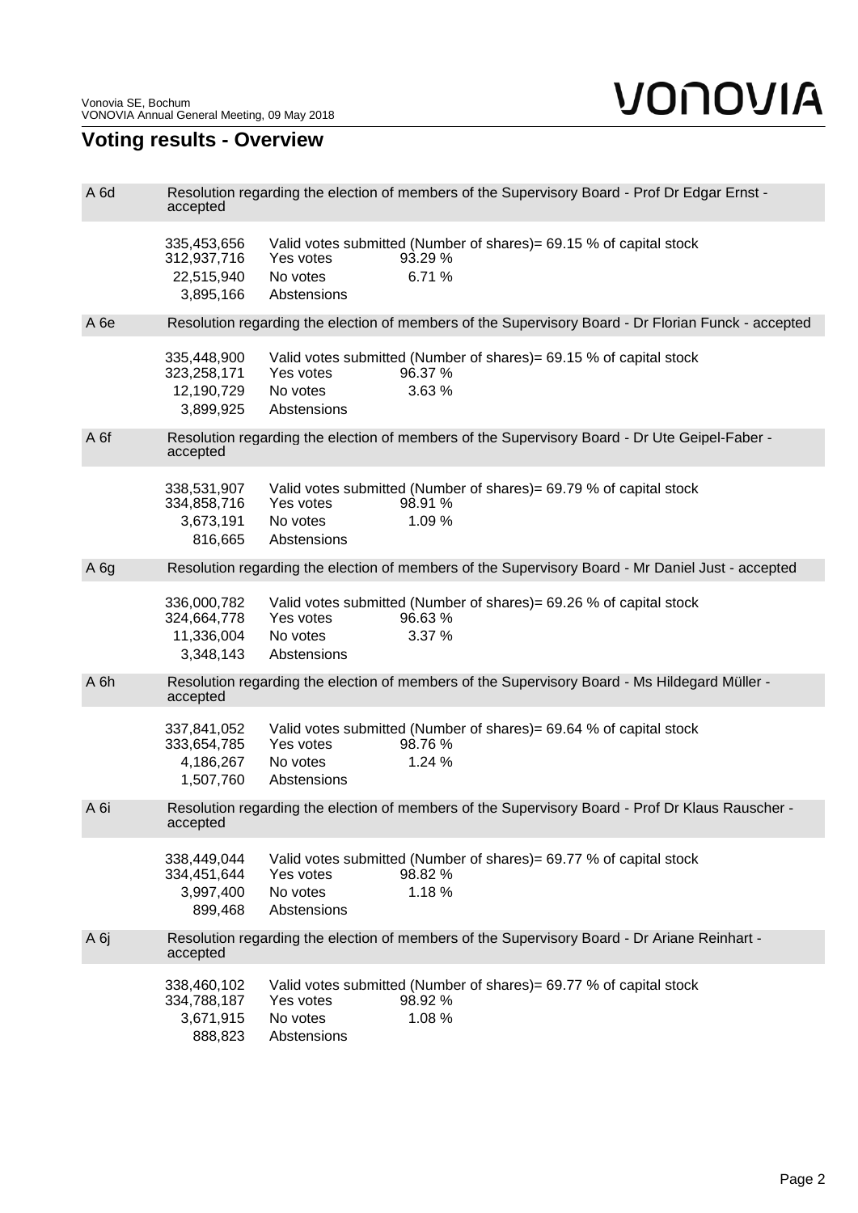## Voting results - Overview

**A 6d** Resolution regarding the election of members of the Supervisory Board - Prof Dr Edgar Ernst - accepted

| | | |
|---|---|---|
| 335,453,656 | Valid votes submitted (Number of shares)= 69.15 % of capital stock | |
| 312,937,716 | Yes votes | 93.29 % |
| 22,515,940 | No votes | 6.71 % |
| 3,895,166 | Abstensions | |

**A 6e** Resolution regarding the election of members of the Supervisory Board - Dr Florian Funck - accepted

| | | |
|---|---|---|
| 335,448,900 | Valid votes submitted (Number of shares)= 69.15 % of capital stock | |
| 323,258,171 | Yes votes | 96.37 % |
| 12,190,729 | No votes | 3.63 % |
| 3,899,925 | Abstensions | |

**A 6f** Resolution regarding the election of members of the Supervisory Board - Dr Ute Geipel-Faber - accepted

| | | |
|---|---|---|
| 338,531,907 | Valid votes submitted (Number of shares)= 69.79 % of capital stock | |
| 334,858,716 | Yes votes | 98.91 % |
| 3,673,191 | No votes | 1.09 % |
| 816,665 | Abstensions | |

**A 6g** Resolution regarding the election of members of the Supervisory Board - Mr Daniel Just - accepted

| | | |
|---|---|---|
| 336,000,782 | Valid votes submitted (Number of shares)= 69.26 % of capital stock | |
| 324,664,778 | Yes votes | 96.63 % |
| 11,336,004 | No votes | 3.37 % |
| 3,348,143 | Abstensions | |

**A 6h** Resolution regarding the election of members of the Supervisory Board - Ms Hildegard Müller - accepted

| | | |
|---|---|---|
| 337,841,052 | Valid votes submitted (Number of shares)= 69.64 % of capital stock | |
| 333,654,785 | Yes votes | 98.76 % |
| 4,186,267 | No votes | 1.24 % |
| 1,507,760 | Abstensions | |

**A 6i** Resolution regarding the election of members of the Supervisory Board - Prof Dr Klaus Rauscher - accepted

| | | |
|---|---|---|
| 338,449,044 | Valid votes submitted (Number of shares)= 69.77 % of capital stock | |
| 334,451,644 | Yes votes | 98.82 % |
| 3,997,400 | No votes | 1.18 % |
| 899,468 | Abstensions | |

**A 6j** Resolution regarding the election of members of the Supervisory Board - Dr Ariane Reinhart - accepted

| | | |
|---|---|---|
| 338,460,102 | Valid votes submitted (Number of shares)= 69.77 % of capital stock | |
| 334,788,187 | Yes votes | 98.92 % |
| 3,671,915 | No votes | 1.08 % |
| 888,823 | Abstensions | |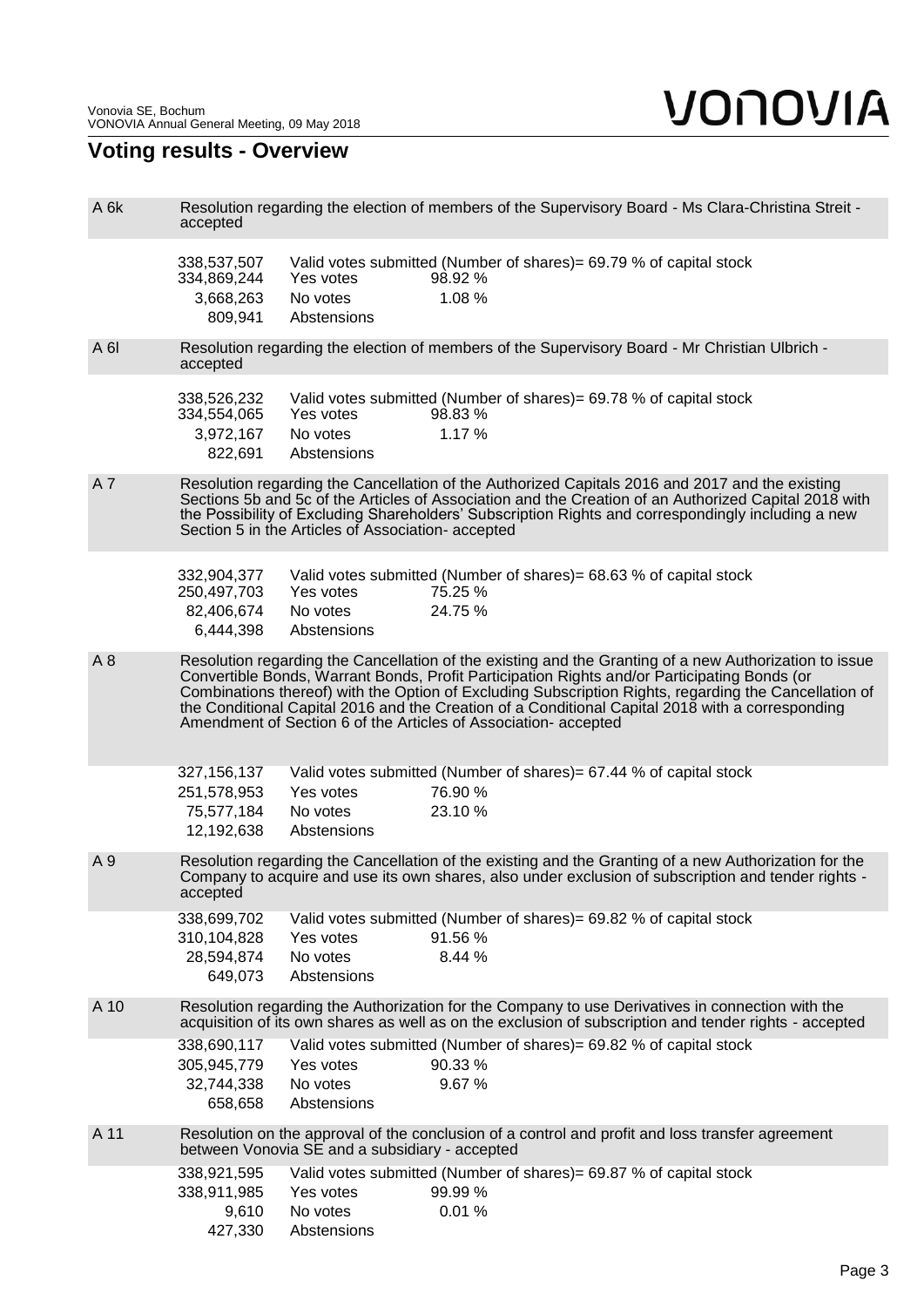## Voting results - Overview

**A 6k** Resolution regarding the election of members of the Supervisory Board - Ms Clara-Christina Streit - accepted

| | | | |
|---|---|---|---|
| 338,537,507 | Valid votes submitted (Number of shares)= 69.79 % of capital stock | | |
| 334,869,244 | Yes votes | 98.92 % | |
| 3,668,263 | No votes | 1.08 % | |
| 809,941 | Abstensions | | |

**A 6l** Resolution regarding the election of members of the Supervisory Board - Mr Christian Ulbrich - accepted

| | | | |
|---|---|---|---|
| 338,526,232 | Valid votes submitted (Number of shares)= 69.78 % of capital stock | | |
| 334,554,065 | Yes votes | 98.83 % | |
| 3,972,167 | No votes | 1.17 % | |
| 822,691 | Abstensions | | |

**A 7** Resolution regarding the Cancellation of the Authorized Capitals 2016 and 2017 and the existing Sections 5b and 5c of the Articles of Association and the Creation of an Authorized Capital 2018 with the Possibility of Excluding Shareholders' Subscription Rights and correspondingly including a new Section 5 in the Articles of Association- accepted

| | | | |
|---|---|---|---|
| 332,904,377 | Valid votes submitted (Number of shares)= 68.63 % of capital stock | | |
| 250,497,703 | Yes votes | 75.25 % | |
| 82,406,674 | No votes | 24.75 % | |
| 6,444,398 | Abstensions | | |

**A 8** Resolution regarding the Cancellation of the existing and the Granting of a new Authorization to issue Convertible Bonds, Warrant Bonds, Profit Participation Rights and/or Participating Bonds (or Combinations thereof) with the Option of Excluding Subscription Rights, regarding the Cancellation of the Conditional Capital 2016 and the Creation of a Conditional Capital 2018 with a corresponding Amendment of Section 6 of the Articles of Association- accepted

| | | | |
|---|---|---|---|
| 327,156,137 | Valid votes submitted (Number of shares)= 67.44 % of capital stock | | |
| 251,578,953 | Yes votes | 76.90 % | |
| 75,577,184 | No votes | 23.10 % | |
| 12,192,638 | Abstensions | | |

**A 9** Resolution regarding the Cancellation of the existing and the Granting of a new Authorization for the Company to acquire and use its own shares, also under exclusion of subscription and tender rights - accepted

| | | | |
|---|---|---|---|
| 338,699,702 | Valid votes submitted (Number of shares)= 69.82 % of capital stock | | |
| 310,104,828 | Yes votes | 91.56 % | |
| 28,594,874 | No votes | 8.44 % | |
| 649,073 | Abstensions | | |

**A 10** Resolution regarding the Authorization for the Company to use Derivatives in connection with the acquisition of its own shares as well as on the exclusion of subscription and tender rights - accepted

| | | | |
|---|---|---|---|
| 338,690,117 | Valid votes submitted (Number of shares)= 69.82 % of capital stock | | |
| 305,945,779 | Yes votes | 90.33 % | |
| 32,744,338 | No votes | 9.67 % | |
| 658,658 | Abstensions | | |

**A 11** Resolution on the approval of the conclusion of a control and profit and loss transfer agreement between Vonovia SE and a subsidiary - accepted

| | | | |
|---|---|---|---|
| 338,921,595 | Valid votes submitted (Number of shares)= 69.87 % of capital stock | | |
| 338,911,985 | Yes votes | 99.99 % | |
| 9,610 | No votes | 0.01 % | |
| 427,330 | Abstensions | | |